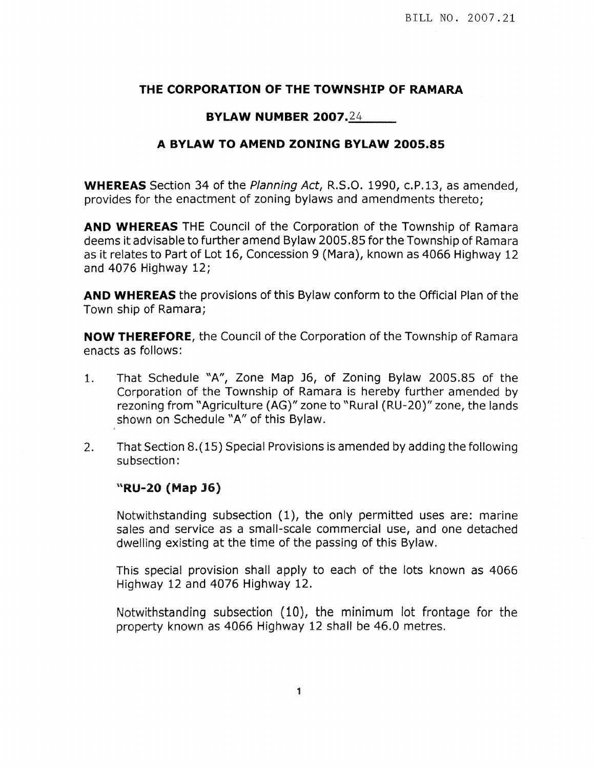BILL NO. 2007.21

# THE CORPORATION OF THE TOWNSHIP OF RAMARA

## BYLAW NUMBER 2007.24

## A BYLAW TO AMEND ZONING BYLAW 2005.85

**WHEREAS** Section 34 of the *Planning Act*, R.S.O. 1990, c.P.13, as amended, provides for the enactment of zoning bylaws and amendments thereto;

**AND WHEREAS** THE Council of the Corporation of the Township of Ramara deems it advisable to further amend Bylaw 2005.85 for the Township of Ramara as it relates to Part of Lot 16, Concession 9 (Mara), known as 4066 Highway 12 and 4076 Highway 12;

**AND WHEREAS** the provisions of this Bylaw conform to the Official Plan of the Town ship of Ramara;

**NOW THEREFORE**, the Council of the Corporation of the Township of Ramara enacts as follows:

1. That Schedule "A", Zone Map J6, of Zoning Bylaw 2005.85 of the Corporation of the Township of Ramara is hereby further amended by rezoning from "Agriculture (AG)" zone to "Rural (RU-20)" zone, the lands shown on Schedule "A" of this Bylaw.

2. That Section 8.(15) Special Provisions is amended by adding the following subsection:

   **"RU-20 (Map J6)**

   Notwithstanding subsection (1), the only permitted uses are: marine sales and service as a small-scale commercial use, and one detached dwelling existing at the time of the passing of this Bylaw.

   This special provision shall apply to each of the lots known as 4066 Highway 12 and 4076 Highway 12.

   Notwithstanding subsection (10), the minimum lot frontage for the property known as 4066 Highway 12 shall be 46.0 metres.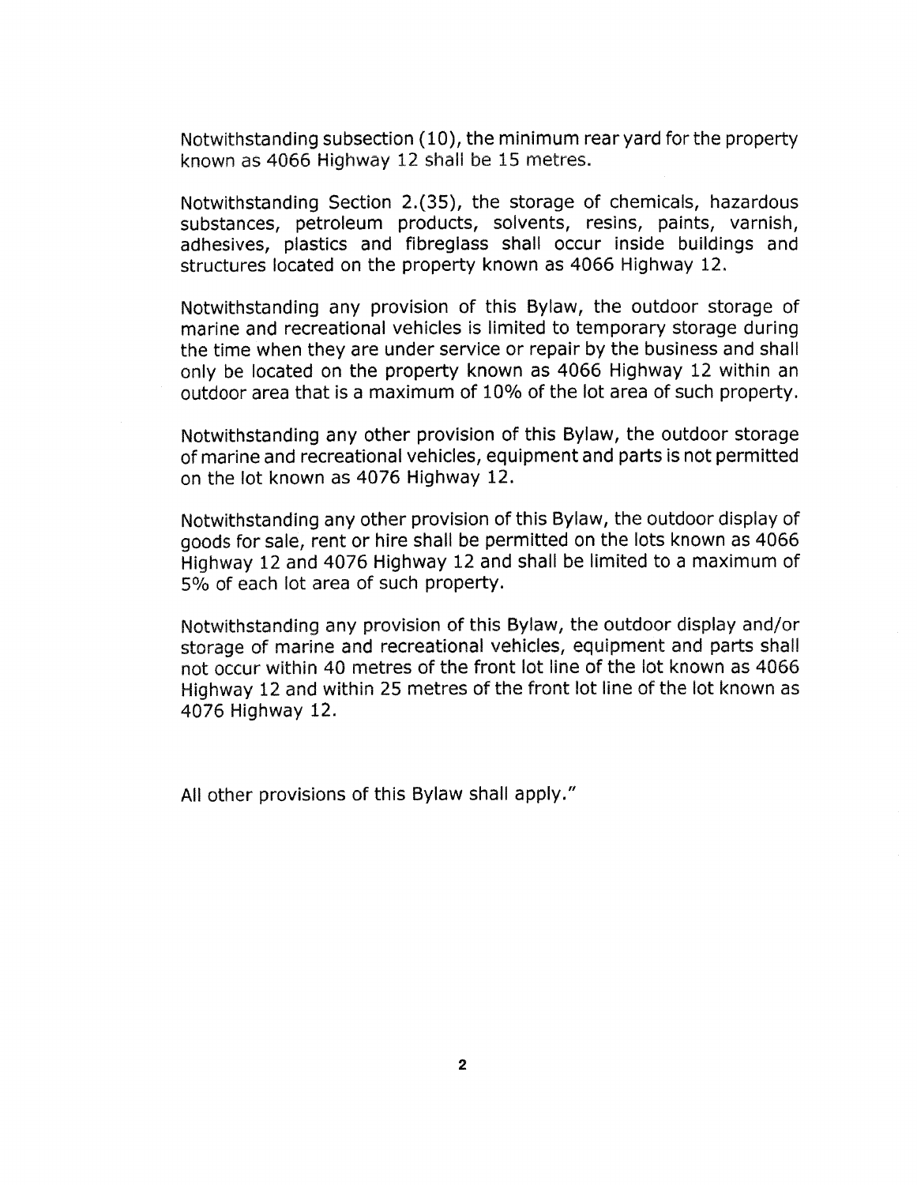Notwithstanding subsection (10), the minimum rear yard for the property known as 4066 Highway 12 shall be 15 metres.

Notwithstanding Section 2.(35), the storage of chemicals, hazardous substances, petroleum products, solvents, resins, paints, varnish, adhesives, plastics and fibreglass shall occur inside buildings and structures located on the property known as 4066 Highway 12.

Notwithstanding any provision of this Bylaw, the outdoor storage of marine and recreational vehicles is limited to temporary storage during the time when they are under service or repair by the business and shall only be located on the property known as 4066 Highway 12 within an outdoor area that is a maximum of 10% of the lot area of such property.

Notwithstanding any other provision of this Bylaw, the outdoor storage of marine and recreational vehicles, equipment and parts is not permitted on the lot known as 4076 Highway 12.

Notwithstanding any other provision of this Bylaw, the outdoor display of goods for sale, rent or hire shall be permitted on the lots known as 4066 Highway 12 and 4076 Highway 12 and shall be limited to a maximum of 5% of each lot area of such property.

Notwithstanding any provision of this Bylaw, the outdoor display and/or storage of marine and recreational vehicles, equipment and parts shall not occur within 40 metres of the front lot line of the lot known as 4066 Highway 12 and within 25 metres of the front lot line of the lot known as 4076 Highway 12.

All other provisions of this Bylaw shall apply."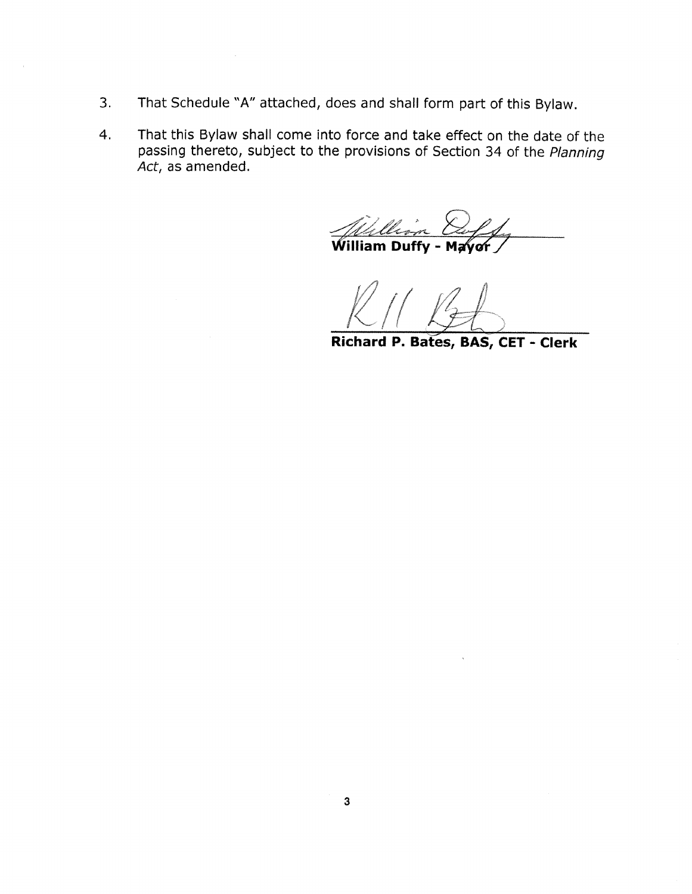3. That Schedule "A" attached, does and shall form part of this Bylaw.

4. That this Bylaw shall come into force and take effect on the date of the passing thereto, subject to the provisions of Section 34 of the *Planning Act*, as amended.

**William Duffy - Mayor**

**Richard P. Bates, BAS, CET - Clerk**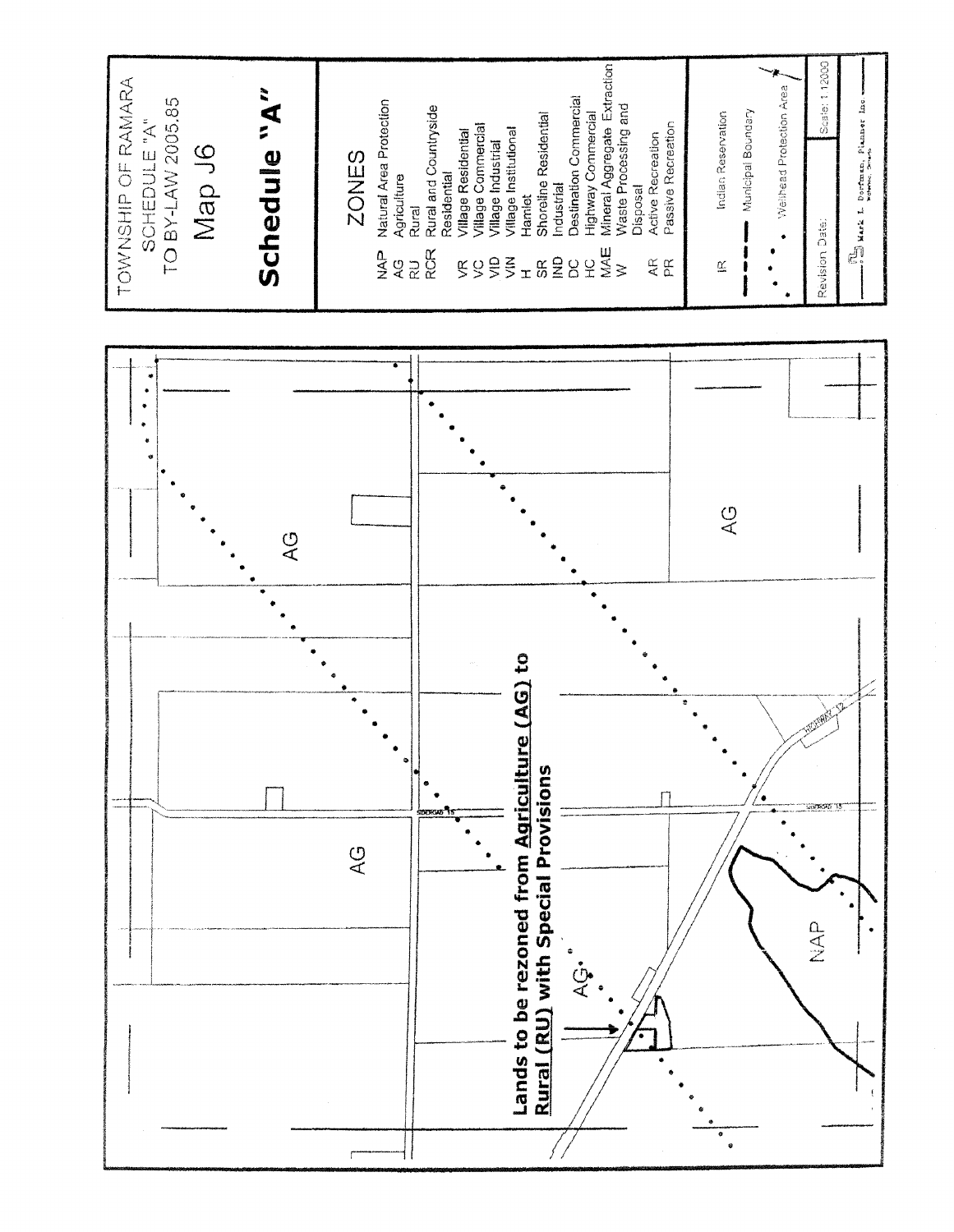TOWNSHIP OF RAMARA
SCHEDULE "A"
TO BY-LAW 2005.85

Map J6

# Schedule "A"

## ZONES

- NAP Natural Area Protection
- AG Agriculture
- RU Rural
- RCR Rural and Countryside Residential
- VR Village Residential
- VC Village Commercial
- VID Village Industrial
- VIN Village Institutional
- H Hamlet
- SR Shoreline Residential
- IND Industrial
- DC Destination Commercial
- HC Highway Commercial
- MAE Mineral Aggregate Extraction
- W Waste Processing and Disposal
- AR Active Recreation
- PR Passive Recreation

IR Indian Reservation

Municipal Boundary

Wellhead Protection Area

Revision Date:

Scale: 1:12000

Mark L. Dorfman, Planner Inc.

AG

AG

AG

AG

NAP

SIDEROAD 15

SIDEROAD 15

HIGHWAY 12

**Lands to be rezoned from Agriculture (AG) to Rural (RU) with Special Provisions**